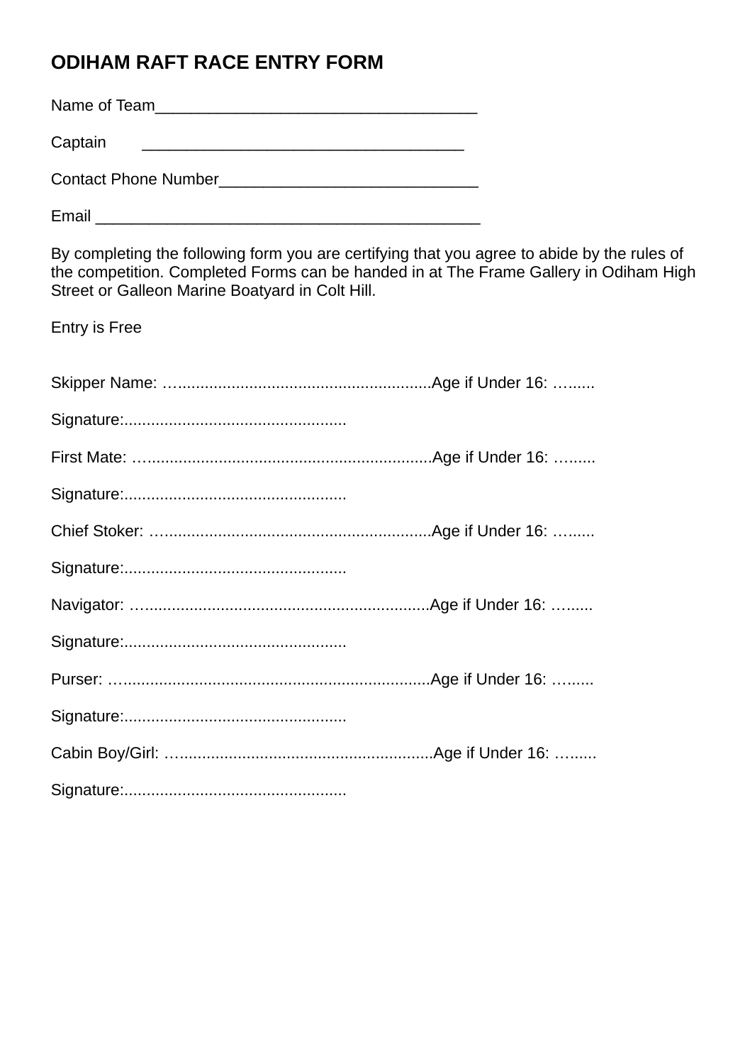# ODIHAM RAFT RACE ENTRY FORM

Name of Team____________________________________

Captain ____________________________________

Contact Phone Number____________________________

Email ___________________________________________

By completing the following form you are certifying that you agree to abide by the rules of the competition. Completed Forms can be handed in at The Frame Gallery in Odiham High Street or Galleon Marine Boatyard in Colt Hill.

Entry is Free

Skipper Name: …........................................................Age if Under 16: …......

Signature:.................................................

First Mate: …...............................................................Age if Under 16: …......

Signature:.................................................

Chief Stoker: …...........................................................Age if Under 16: …......

Signature:.................................................

Navigator: …...............................................................Age if Under 16: …......

Signature:.................................................

Purser: …....................................................................Age if Under 16: …......

Signature:.................................................

Cabin Boy/Girl: …........................................................Age if Under 16: …......

Signature:.................................................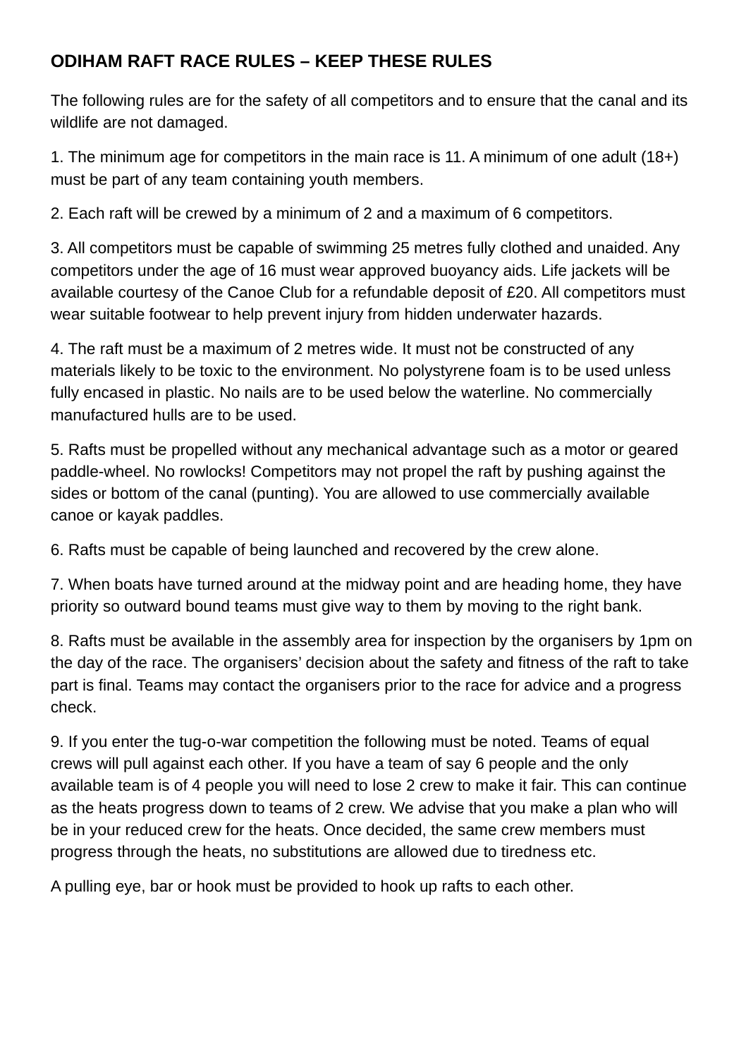# ODIHAM RAFT RACE RULES – KEEP THESE RULES

The following rules are for the safety of all competitors and to ensure that the canal and its wildlife are not damaged.

1. The minimum age for competitors in the main race is 11. A minimum of one adult (18+) must be part of any team containing youth members.

2. Each raft will be crewed by a minimum of 2 and a maximum of 6 competitors.

3. All competitors must be capable of swimming 25 metres fully clothed and unaided. Any competitors under the age of 16 must wear approved buoyancy aids. Life jackets will be available courtesy of the Canoe Club for a refundable deposit of £20. All competitors must wear suitable footwear to help prevent injury from hidden underwater hazards.

4. The raft must be a maximum of 2 metres wide. It must not be constructed of any materials likely to be toxic to the environment. No polystyrene foam is to be used unless fully encased in plastic. No nails are to be used below the waterline. No commercially manufactured hulls are to be used.

5. Rafts must be propelled without any mechanical advantage such as a motor or geared paddle-wheel. No rowlocks! Competitors may not propel the raft by pushing against the sides or bottom of the canal (punting). You are allowed to use commercially available canoe or kayak paddles.

6. Rafts must be capable of being launched and recovered by the crew alone.

7. When boats have turned around at the midway point and are heading home, they have priority so outward bound teams must give way to them by moving to the right bank.

8. Rafts must be available in the assembly area for inspection by the organisers by 1pm on the day of the race. The organisers' decision about the safety and fitness of the raft to take part is final. Teams may contact the organisers prior to the race for advice and a progress check.

9. If you enter the tug-o-war competition the following must be noted. Teams of equal crews will pull against each other. If you have a team of say 6 people and the only available team is of 4 people you will need to lose 2 crew to make it fair. This can continue as the heats progress down to teams of 2 crew. We advise that you make a plan who will be in your reduced crew for the heats. Once decided, the same crew members must progress through the heats, no substitutions are allowed due to tiredness etc.

A pulling eye, bar or hook must be provided to hook up rafts to each other.